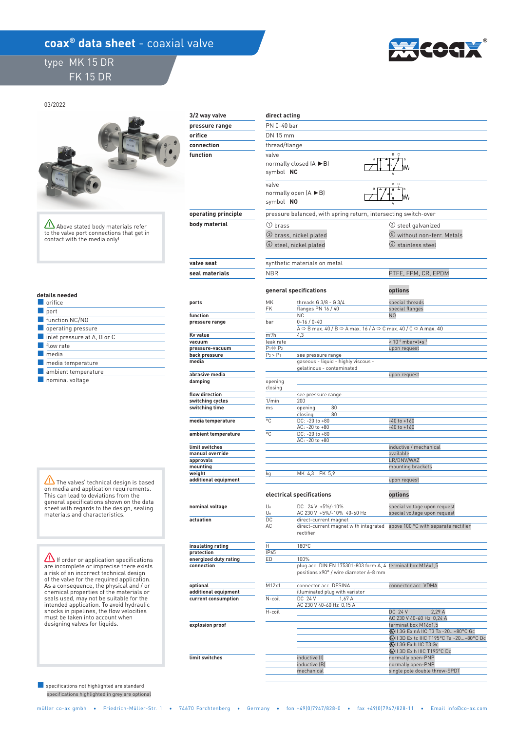# coax® data sheet - coaxial valve

## type MK 15 DR
## FK 15 DR

03/2022

⚠ Above stated body materials refer to the valve port connections that get in contact with the media only!

| 3/2 way valve | direct acting | |
|---|---|---|
| pressure range | PN 0-40 bar | |
| orifice | DN 15 mm | |
| connection | thread/flange | |
| function | valve normally closed (A ▶B) symbol **NC** | |
| | valve normally open (A ▶B) symbol **NO** | |
| operating principle | pressure balanced, with spring return, intersecting switch-over | |
| body material | ① brass | ② steel galvanized |
| | ③ brass, nickel plated | ⑤ without non-ferr. Metals |
| | ④ steel, nickel plated | ⑥ stainless steel |
| valve seat | synthetic materials on metal | |
| seal materials | NBR | PTFE, FPM, CR, EPDM |

### details needed

- orifice
- port
- function NC/NO
- operating pressure
- inlet pressure at A, B or C
- flow rate
- media
- media temperature
- ambient temperature
- nominal voltage

| | | general specifications | options |
|---|---|---|---|
| ports | MK | threads G 3/8 - G 3/4 | special threads |
| | FK | flanges PN 16 / 40 | special flanges |
| function | | NC | NO |
| pressure range | bar | 0-16 / 0-40 | |
| | | A ⇨ B max. 40 / B ⇨ A max. 16 / A ⇨ C max. 40 / C ⇨ A max. 40 | |
| Kv value | m³/h | 4,3 | |
| vacuum | leak rate | | < 10⁻⁶ mbar•l•s⁻¹ |
| pressure-vacuum | $P_1 ⇔ P_2$ | | upon request |
| back pressure | $P_2 > P_1$ | see pressure range | |
| media | | gaseous - liquid - highly viscous - gelatinous - contaminated | |
| abrasive media | | | upon request |
| damping | opening | | |
| | closing | | |
| flow direction | | see pressure range | |
| switching cycles | 1/min | 200 | |
| switching time | ms | opening 80 | |
| | | closing 80 | |
| media temperature | °C | DC: -20 to +80 | -40 to +160 |
| | | AC: -20 to +80 | -40 to +160 |
| ambient temperature | °C | DC: -20 to +80 | |
| | | AC: -20 to +80 | |
| limit switches | | | inductive / mechanical |
| manual override | | | available |
| approvals | | | LR/DNV/WAZ |
| mounting | | | mounting brackets |
| weight | kg | MK 4,3 FK 5,9 | |
| additional equipment | | | upon request |

⚠ The valves' technical design is based on media and application requirements. This can lead to deviations from the general specifications shown on the data sheet with regards to the design, sealing materials and characteristics.

⚠ If order or application specifications are incomplete or imprecise there exists a risk of an incorrect technical design of the valve for the required application. As a consequence, the physical and / or chemical properties of the materials or seals used, may not be suitable for the intended application. To avoid hydraulic shocks in pipelines, the flow velocities must be taken into account when designing valves for liquids.

| | | electrical specifications | options |
|---|---|---|---|
| nominal voltage | $U_n$ | DC 24 V +5%/-10% | special voltage upon request |
| | $U_n$ | AC 230 V +5%/-10% 40-60 Hz | special voltage upon request |
| actuation | DC | direct-current magnet | |
| | AC | direct-current magnet with integrated rectifier | above 100 °C with separate rectifier |
| insulating rating | H | 180°C | |
| protection | IP65 | | |
| energized duty rating | ED | 100% | |
| connection | | plug acc. DIN EN 175301-803 form A, 4 positions x90° / wire diameter 6-8 mm | terminal box M16x1,5 |
| optional | M12x1 | connector acc. DESINA | connector acc. VDMA |
| additional equipment | | illuminated plug with varistor | |
| current consumption | N-coil | DC 24 V 1,67 A | |
| | | AC 230 V 40-60 Hz 0,15 A | |
| | H-coil | | DC 24 V 2,29 A |
| | | | AC 230 V 40-60 Hz 0,24 A |
| explosion proof | | | terminal box M16x1,5 |
| | | | Ex II 3G Ex nA IIC T3 Ta -20...+80°C Gc |
| | | | Ex II 3D Ex tc IIIC T195°C Ta -20...+80°C Dc |
| | | | Ex II 3G Ex h IIC T3 Gc |
| | | | Ex II 3D Ex h IIIC T195°C Dc |
| limit switches | | inductive (I) | normally open-PNP |
| | | inductive (B) | normally open-PNP |
| | | mechanical | single pole double throw-SPDT |

specifications not highlighted are standard
specifications highlighted in grey are optional

müller co-ax gmbh • Friedrich-Müller-Str. 1 • 74670 Forchtenberg • Germany • fon +49(0)7947/828-0 • fax +49(0)7947/828-11 • Email info@co-ax.com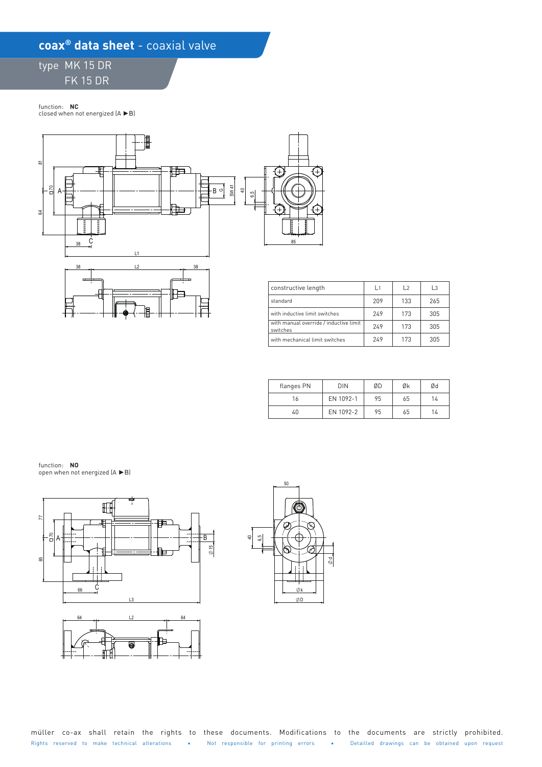# coax® data sheet - coaxial valve

## type MK 15 DR
## FK 15 DR

function: **NC**
closed when not energized (A ►B)

81
□70
A
64
38
C
L1
B
G
SW 41
40
6.5
85

38
L2
38

| constructive length | L1 | L2 | L3 |
|---|---|---|---|
| standard | 209 | 133 | 265 |
| with inductive limit switches | 249 | 173 | 305 |
| with manual override / inductive limit switches | 249 | 173 | 305 |
| with mechanical limit switches | 249 | 173 | 305 |

| flanges PN | DIN | ØD | Øk | Ød |
|---|---|---|---|---|
| 16 | EN 1092-1 | 95 | 65 | 14 |
| 40 | EN 1092-2 | 95 | 65 | 14 |

function: **NO**
open when not energized (A ►B)

77
□70
A
85
66
C
L3
B
Ø15
50
40
6.5
Ød
Øk
ØD

64
L2
64

müller co-ax shall retain the rights to these documents. Modifications to the documents are strictly prohibited.
Rights reserved to make technical alterations • Not responsible for printing errors • Detailled drawings can be obtained upon request